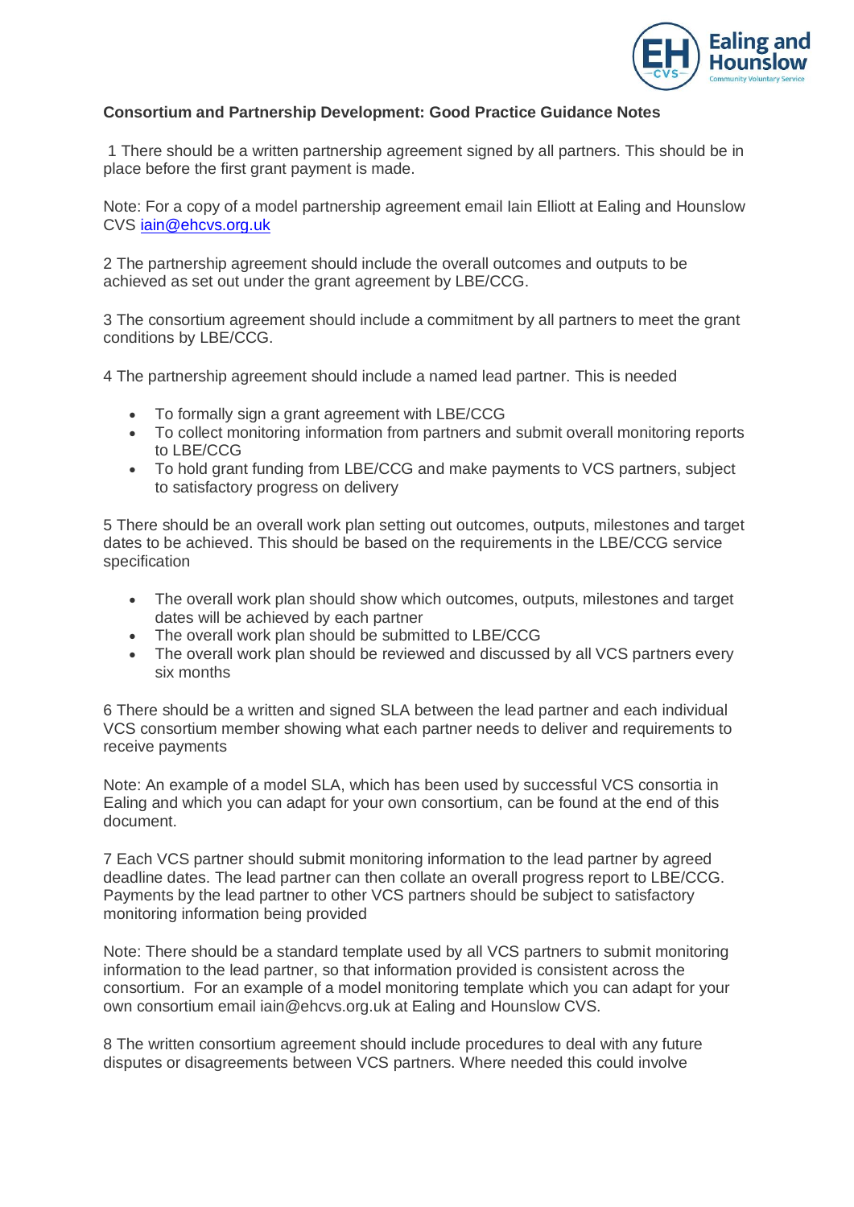**Consortium and Partnership Development: Good Practice Guidance Notes**

1 There should be a written partnership agreement signed by all partners. This should be in place before the first grant payment is made.

Note: For a copy of a model partnership agreement email Iain Elliott at Ealing and Hounslow CVS iain@ehcvs.org.uk

2 The partnership agreement should include the overall outcomes and outputs to be achieved as set out under the grant agreement by LBE/CCG.

3 The consortium agreement should include a commitment by all partners to meet the grant conditions by LBE/CCG.

4 The partnership agreement should include a named lead partner. This is needed

- To formally sign a grant agreement with LBE/CCG
- To collect monitoring information from partners and submit overall monitoring reports to LBE/CCG
- To hold grant funding from LBE/CCG and make payments to VCS partners, subject to satisfactory progress on delivery

5 There should be an overall work plan setting out outcomes, outputs, milestones and target dates to be achieved. This should be based on the requirements in the LBE/CCG service specification

- The overall work plan should show which outcomes, outputs, milestones and target dates will be achieved by each partner
- The overall work plan should be submitted to LBE/CCG
- The overall work plan should be reviewed and discussed by all VCS partners every six months

6 There should be a written and signed SLA between the lead partner and each individual VCS consortium member showing what each partner needs to deliver and requirements to receive payments

Note: An example of a model SLA, which has been used by successful VCS consortia in Ealing and which you can adapt for your own consortium, can be found at the end of this document.

7 Each VCS partner should submit monitoring information to the lead partner by agreed deadline dates. The lead partner can then collate an overall progress report to LBE/CCG. Payments by the lead partner to other VCS partners should be subject to satisfactory monitoring information being provided

Note: There should be a standard template used by all VCS partners to submit monitoring information to the lead partner, so that information provided is consistent across the consortium. For an example of a model monitoring template which you can adapt for your own consortium email iain@ehcvs.org.uk at Ealing and Hounslow CVS.

8 The written consortium agreement should include procedures to deal with any future disputes or disagreements between VCS partners. Where needed this could involve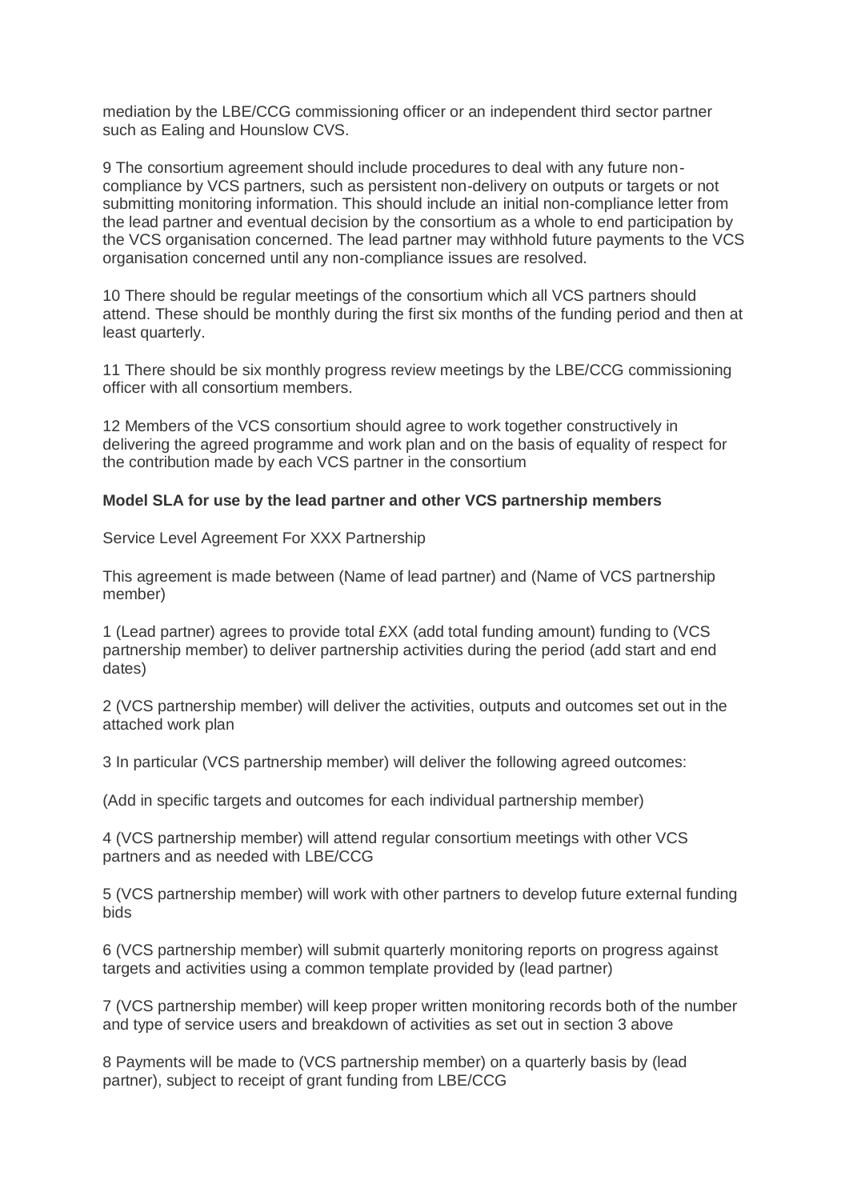mediation by the LBE/CCG commissioning officer or an independent third sector partner such as Ealing and Hounslow CVS.

9 The consortium agreement should include procedures to deal with any future non-compliance by VCS partners, such as persistent non-delivery on outputs or targets or not submitting monitoring information. This should include an initial non-compliance letter from the lead partner and eventual decision by the consortium as a whole to end participation by the VCS organisation concerned. The lead partner may withhold future payments to the VCS organisation concerned until any non-compliance issues are resolved.

10 There should be regular meetings of the consortium which all VCS partners should attend. These should be monthly during the first six months of the funding period and then at least quarterly.

11 There should be six monthly progress review meetings by the LBE/CCG commissioning officer with all consortium members.

12 Members of the VCS consortium should agree to work together constructively in delivering the agreed programme and work plan and on the basis of equality of respect for the contribution made by each VCS partner in the consortium

**Model SLA for use by the lead partner and other VCS partnership members**

Service Level Agreement For XXX Partnership

This agreement is made between (Name of lead partner) and (Name of VCS partnership member)

1 (Lead partner) agrees to provide total £XX (add total funding amount) funding to (VCS partnership member) to deliver partnership activities during the period (add start and end dates)

2 (VCS partnership member) will deliver the activities, outputs and outcomes set out in the attached work plan

3 In particular (VCS partnership member) will deliver the following agreed outcomes:

(Add in specific targets and outcomes for each individual partnership member)

4 (VCS partnership member) will attend regular consortium meetings with other VCS partners and as needed with LBE/CCG

5 (VCS partnership member) will work with other partners to develop future external funding bids

6 (VCS partnership member) will submit quarterly monitoring reports on progress against targets and activities using a common template provided by (lead partner)

7 (VCS partnership member) will keep proper written monitoring records both of the number and type of service users and breakdown of activities as set out in section 3 above

8 Payments will be made to (VCS partnership member) on a quarterly basis by (lead partner), subject to receipt of grant funding from LBE/CCG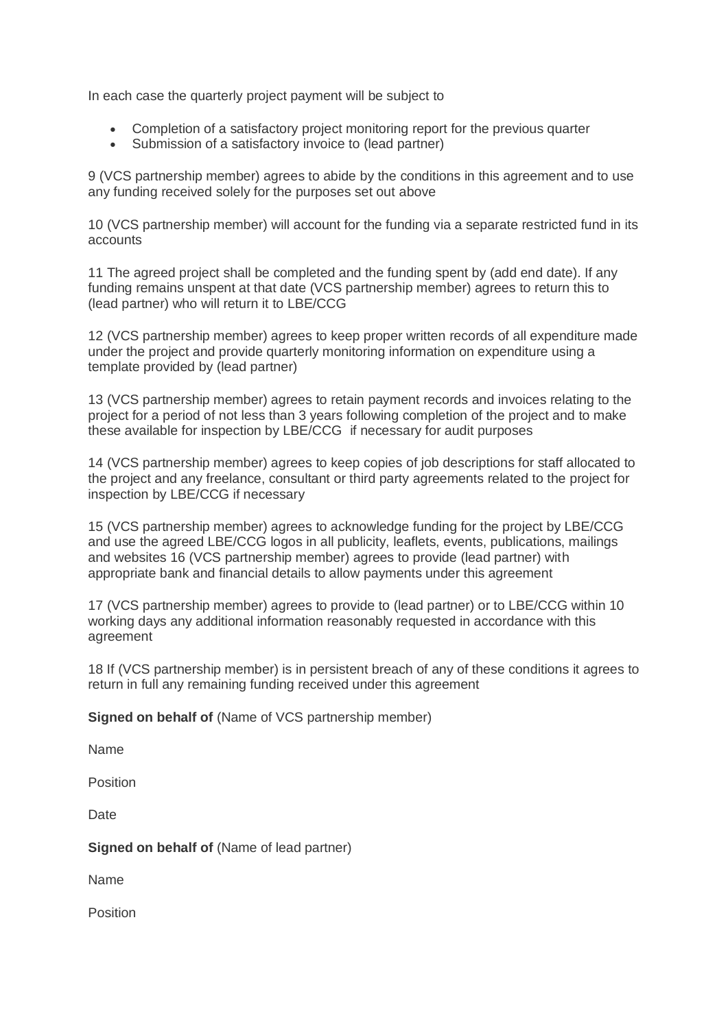In each case the quarterly project payment will be subject to

- Completion of a satisfactory project monitoring report for the previous quarter
- Submission of a satisfactory invoice to (lead partner)

9 (VCS partnership member) agrees to abide by the conditions in this agreement and to use any funding received solely for the purposes set out above

10 (VCS partnership member) will account for the funding via a separate restricted fund in its accounts

11 The agreed project shall be completed and the funding spent by (add end date). If any funding remains unspent at that date (VCS partnership member) agrees to return this to (lead partner) who will return it to LBE/CCG

12 (VCS partnership member) agrees to keep proper written records of all expenditure made under the project and provide quarterly monitoring information on expenditure using a template provided by (lead partner)

13 (VCS partnership member) agrees to retain payment records and invoices relating to the project for a period of not less than 3 years following completion of the project and to make these available for inspection by LBE/CCG if necessary for audit purposes

14 (VCS partnership member) agrees to keep copies of job descriptions for staff allocated to the project and any freelance, consultant or third party agreements related to the project for inspection by LBE/CCG if necessary

15 (VCS partnership member) agrees to acknowledge funding for the project by LBE/CCG and use the agreed LBE/CCG logos in all publicity, leaflets, events, publications, mailings and websites 16 (VCS partnership member) agrees to provide (lead partner) with appropriate bank and financial details to allow payments under this agreement

17 (VCS partnership member) agrees to provide to (lead partner) or to LBE/CCG within 10 working days any additional information reasonably requested in accordance with this agreement

18 If (VCS partnership member) is in persistent breach of any of these conditions it agrees to return in full any remaining funding received under this agreement

**Signed on behalf of** (Name of VCS partnership member)

Name

Position

Date

**Signed on behalf of** (Name of lead partner)

Name

Position